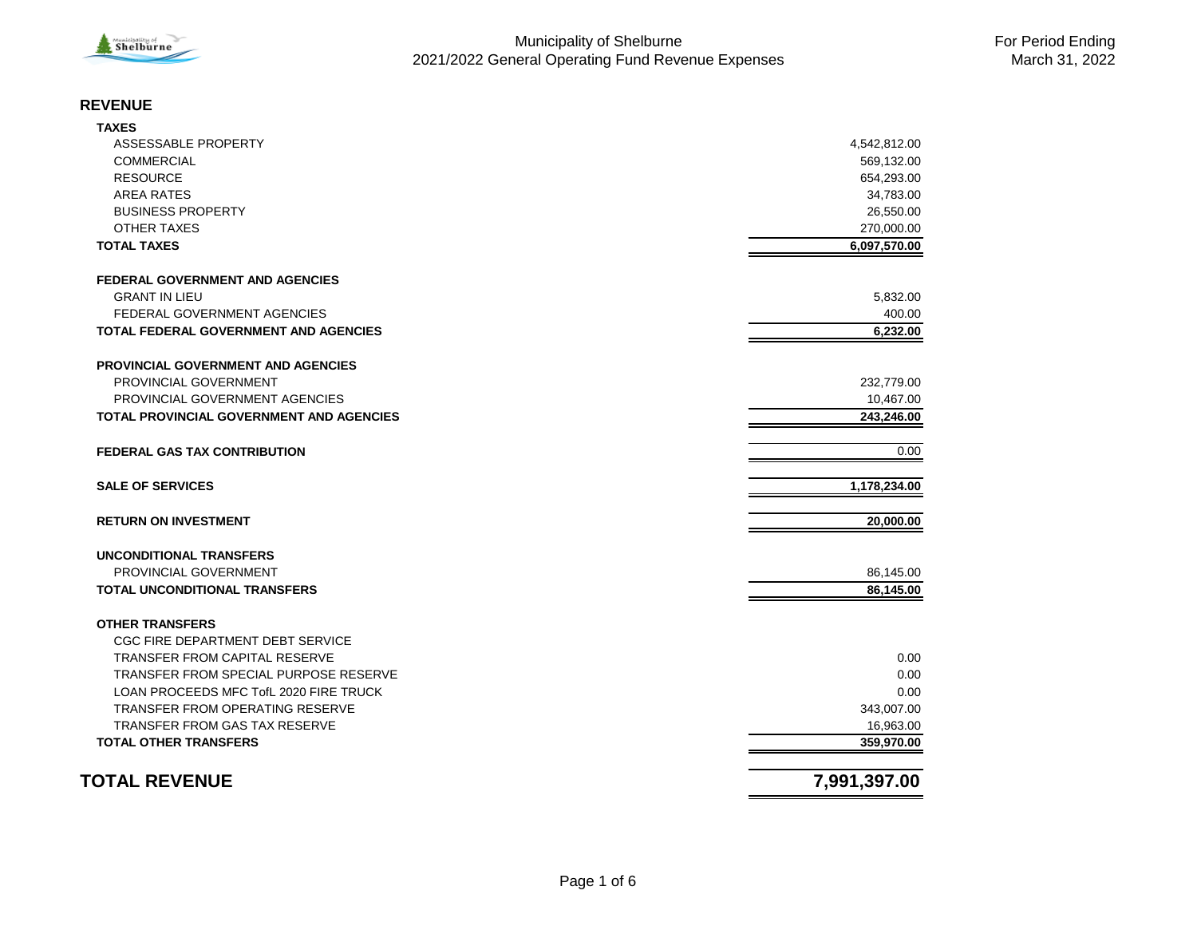# Municipality of Shelburne

## 2021/2022 General Operating Fund Revenue Expenses

For Period Ending March 31, 2022

## REVENUE

| | |
|---|---|
| **TAXES** | |
| ASSESSABLE PROPERTY | 4,542,812.00 |
| COMMERCIAL | 569,132.00 |
| RESOURCE | 654,293.00 |
| AREA RATES | 34,783.00 |
| BUSINESS PROPERTY | 26,550.00 |
| OTHER TAXES | 270,000.00 |
| **TOTAL TAXES** | **6,097,570.00** |
| | |
| **FEDERAL GOVERNMENT AND AGENCIES** | |
| GRANT IN LIEU | 5,832.00 |
| FEDERAL GOVERNMENT AGENCIES | 400.00 |
| **TOTAL FEDERAL GOVERNMENT AND AGENCIES** | **6,232.00** |
| | |
| **PROVINCIAL GOVERNMENT AND AGENCIES** | |
| PROVINCIAL GOVERNMENT | 232,779.00 |
| PROVINCIAL GOVERNMENT AGENCIES | 10,467.00 |
| **TOTAL PROVINCIAL GOVERNMENT AND AGENCIES** | **243,246.00** |
| | |
| **FEDERAL GAS TAX CONTRIBUTION** | 0.00 |
| | |
| **SALE OF SERVICES** | **1,178,234.00** |
| | |
| **RETURN ON INVESTMENT** | **20,000.00** |
| | |
| **UNCONDITIONAL TRANSFERS** | |
| PROVINCIAL GOVERNMENT | 86,145.00 |
| **TOTAL UNCONDITIONAL TRANSFERS** | **86,145.00** |
| | |
| **OTHER TRANSFERS** | |
| CGC FIRE DEPARTMENT DEBT SERVICE | |
| TRANSFER FROM CAPITAL RESERVE | 0.00 |
| TRANSFER FROM SPECIAL PURPOSE RESERVE | 0.00 |
| LOAN PROCEEDS MFC TofL 2020 FIRE TRUCK | 0.00 |
| TRANSFER FROM OPERATING RESERVE | 343,007.00 |
| TRANSFER FROM GAS TAX RESERVE | 16,963.00 |
| **TOTAL OTHER TRANSFERS** | **359,970.00** |
| | |
| **TOTAL REVENUE** | **7,991,397.00** |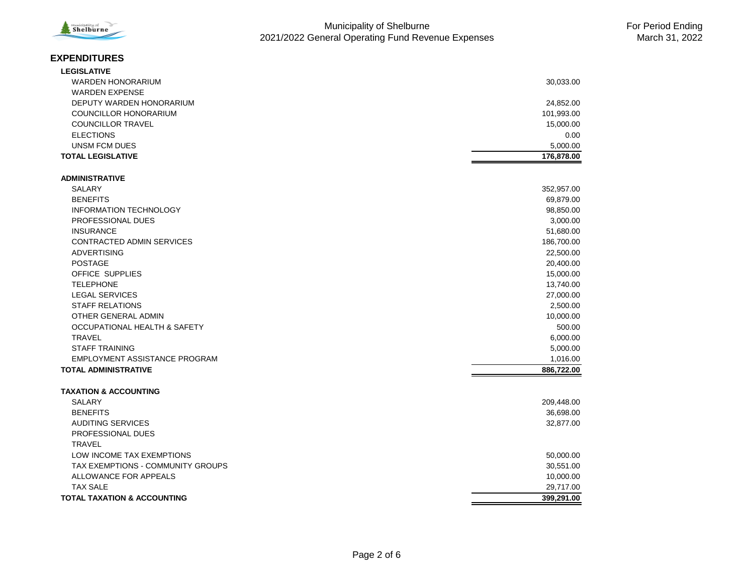Municipality of Shelburne
2021/2022 General Operating Fund Revenue Expenses

For Period Ending
March 31, 2022

## EXPENDITURES

| | |
|---|---:|
| **LEGISLATIVE** | |
| WARDEN HONORARIUM | 30,033.00 |
| WARDEN EXPENSE | |
| DEPUTY WARDEN HONORARIUM | 24,852.00 |
| COUNCILLOR HONORARIUM | 101,993.00 |
| COUNCILLOR TRAVEL | 15,000.00 |
| ELECTIONS | 0.00 |
| UNSM FCM DUES | 5,000.00 |
| **TOTAL LEGISLATIVE** | **176,878.00** |
| | |
| **ADMINISTRATIVE** | |
| SALARY | 352,957.00 |
| BENEFITS | 69,879.00 |
| INFORMATION TECHNOLOGY | 98,850.00 |
| PROFESSIONAL DUES | 3,000.00 |
| INSURANCE | 51,680.00 |
| CONTRACTED ADMIN SERVICES | 186,700.00 |
| ADVERTISING | 22,500.00 |
| POSTAGE | 20,400.00 |
| OFFICE SUPPLIES | 15,000.00 |
| TELEPHONE | 13,740.00 |
| LEGAL SERVICES | 27,000.00 |
| STAFF RELATIONS | 2,500.00 |
| OTHER GENERAL ADMIN | 10,000.00 |
| OCCUPATIONAL HEALTH & SAFETY | 500.00 |
| TRAVEL | 6,000.00 |
| STAFF TRAINING | 5,000.00 |
| EMPLOYMENT ASSISTANCE PROGRAM | 1,016.00 |
| **TOTAL ADMINISTRATIVE** | **886,722.00** |
| | |
| **TAXATION & ACCOUNTING** | |
| SALARY | 209,448.00 |
| BENEFITS | 36,698.00 |
| AUDITING SERVICES | 32,877.00 |
| PROFESSIONAL DUES | |
| TRAVEL | |
| LOW INCOME TAX EXEMPTIONS | 50,000.00 |
| TAX EXEMPTIONS - COMMUNITY GROUPS | 30,551.00 |
| ALLOWANCE FOR APPEALS | 10,000.00 |
| TAX SALE | 29,717.00 |
| **TOTAL TAXATION & ACCOUNTING** | **399,291.00** |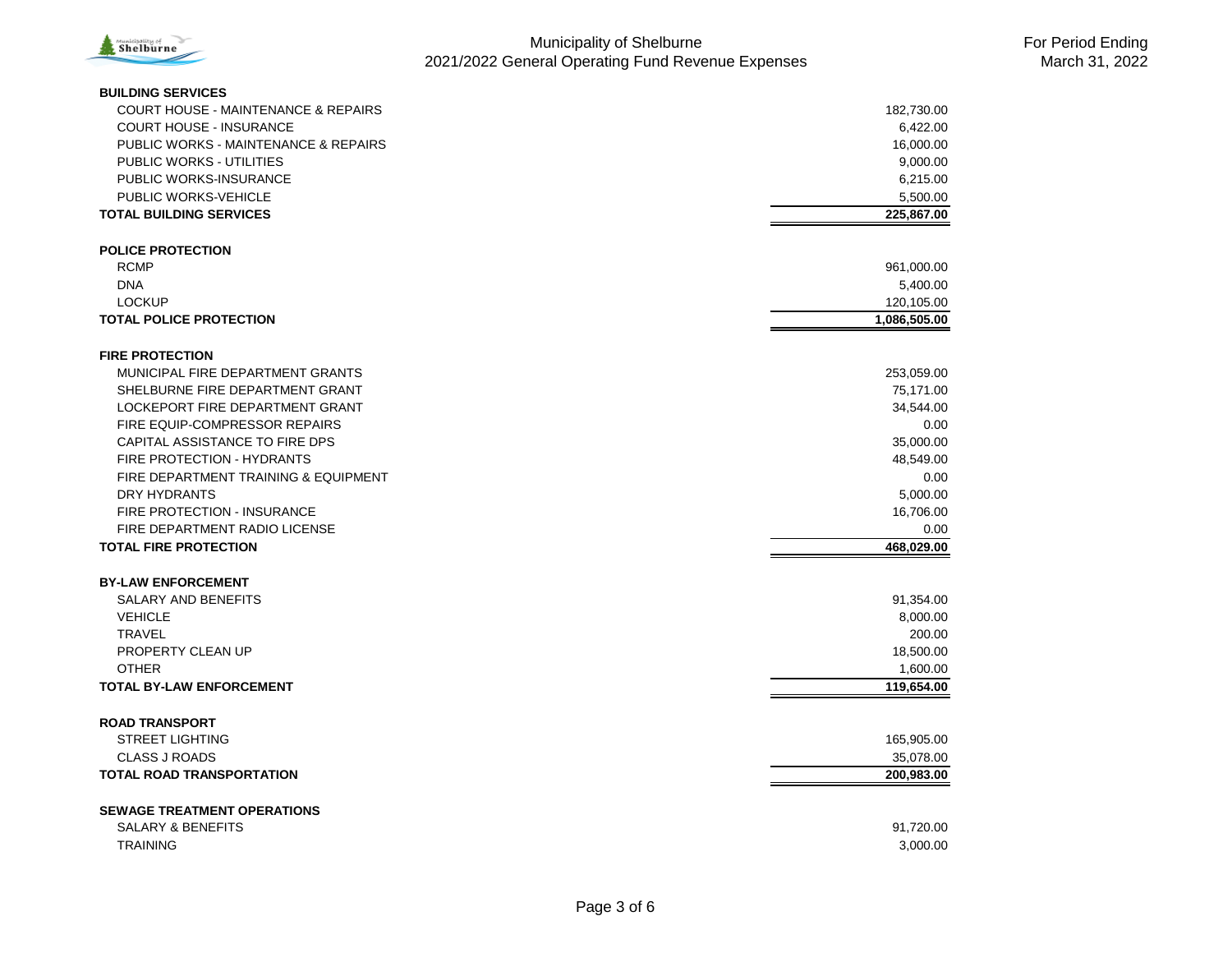Municipality of Shelburne
2021/2022 General Operating Fund Revenue Expenses

For Period Ending
March 31, 2022

| | |
|---|---:|
| **BUILDING SERVICES** | |
| COURT HOUSE - MAINTENANCE & REPAIRS | 182,730.00 |
| COURT HOUSE - INSURANCE | 6,422.00 |
| PUBLIC WORKS - MAINTENANCE & REPAIRS | 16,000.00 |
| PUBLIC WORKS - UTILITIES | 9,000.00 |
| PUBLIC WORKS-INSURANCE | 6,215.00 |
| PUBLIC WORKS-VEHICLE | 5,500.00 |
| **TOTAL BUILDING SERVICES** | **225,867.00** |
| | |
| **POLICE PROTECTION** | |
| RCMP | 961,000.00 |
| DNA | 5,400.00 |
| LOCKUP | 120,105.00 |
| **TOTAL POLICE PROTECTION** | **1,086,505.00** |
| | |
| **FIRE PROTECTION** | |
| MUNICIPAL FIRE DEPARTMENT GRANTS | 253,059.00 |
| SHELBURNE FIRE DEPARTMENT GRANT | 75,171.00 |
| LOCKEPORT FIRE DEPARTMENT GRANT | 34,544.00 |
| FIRE EQUIP-COMPRESSOR REPAIRS | 0.00 |
| CAPITAL ASSISTANCE TO FIRE DPS | 35,000.00 |
| FIRE PROTECTION - HYDRANTS | 48,549.00 |
| FIRE DEPARTMENT TRAINING & EQUIPMENT | 0.00 |
| DRY HYDRANTS | 5,000.00 |
| FIRE PROTECTION - INSURANCE | 16,706.00 |
| FIRE DEPARTMENT RADIO LICENSE | 0.00 |
| **TOTAL FIRE PROTECTION** | **468,029.00** |
| | |
| **BY-LAW ENFORCEMENT** | |
| SALARY AND BENEFITS | 91,354.00 |
| VEHICLE | 8,000.00 |
| TRAVEL | 200.00 |
| PROPERTY CLEAN UP | 18,500.00 |
| OTHER | 1,600.00 |
| **TOTAL BY-LAW ENFORCEMENT** | **119,654.00** |
| | |
| **ROAD TRANSPORT** | |
| STREET LIGHTING | 165,905.00 |
| CLASS J ROADS | 35,078.00 |
| **TOTAL ROAD TRANSPORTATION** | **200,983.00** |
| | |
| **SEWAGE TREATMENT OPERATIONS** | |
| SALARY & BENEFITS | 91,720.00 |
| TRAINING | 3,000.00 |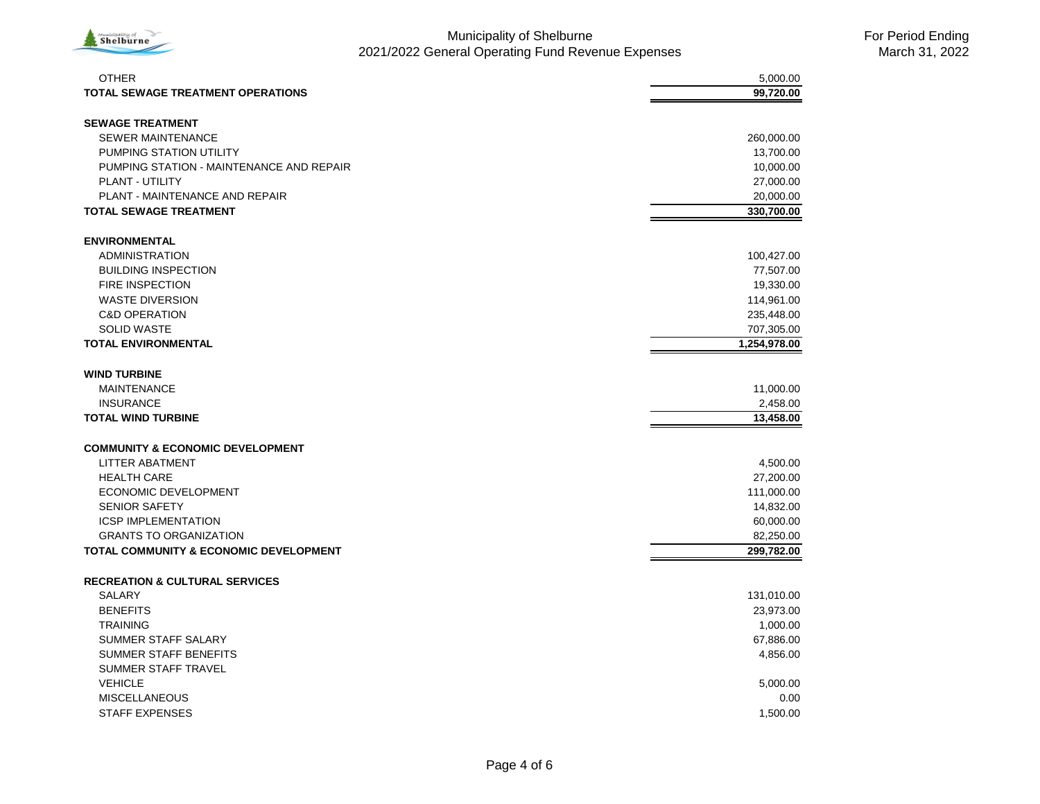| | |
|---|---:|
| OTHER | 5,000.00 |
| **TOTAL SEWAGE TREATMENT OPERATIONS** | **99,720.00** |
| | |
| **SEWAGE TREATMENT** | |
| SEWER MAINTENANCE | 260,000.00 |
| PUMPING STATION UTILITY | 13,700.00 |
| PUMPING STATION - MAINTENANCE AND REPAIR | 10,000.00 |
| PLANT - UTILITY | 27,000.00 |
| PLANT - MAINTENANCE AND REPAIR | 20,000.00 |
| **TOTAL SEWAGE TREATMENT** | **330,700.00** |
| | |
| **ENVIRONMENTAL** | |
| ADMINISTRATION | 100,427.00 |
| BUILDING INSPECTION | 77,507.00 |
| FIRE INSPECTION | 19,330.00 |
| WASTE DIVERSION | 114,961.00 |
| C&D OPERATION | 235,448.00 |
| SOLID WASTE | 707,305.00 |
| **TOTAL ENVIRONMENTAL** | **1,254,978.00** |
| | |
| **WIND TURBINE** | |
| MAINTENANCE | 11,000.00 |
| INSURANCE | 2,458.00 |
| **TOTAL WIND TURBINE** | **13,458.00** |
| | |
| **COMMUNITY & ECONOMIC DEVELOPMENT** | |
| LITTER ABATMENT | 4,500.00 |
| HEALTH CARE | 27,200.00 |
| ECONOMIC DEVELOPMENT | 111,000.00 |
| SENIOR SAFETY | 14,832.00 |
| ICSP IMPLEMENTATION | 60,000.00 |
| GRANTS TO ORGANIZATION | 82,250.00 |
| **TOTAL COMMUNITY & ECONOMIC DEVELOPMENT** | **299,782.00** |
| | |
| **RECREATION & CULTURAL SERVICES** | |
| SALARY | 131,010.00 |
| BENEFITS | 23,973.00 |
| TRAINING | 1,000.00 |
| SUMMER STAFF SALARY | 67,886.00 |
| SUMMER STAFF BENEFITS | 4,856.00 |
| SUMMER STAFF TRAVEL | |
| VEHICLE | 5,000.00 |
| MISCELLANEOUS | 0.00 |
| STAFF EXPENSES | 1,500.00 |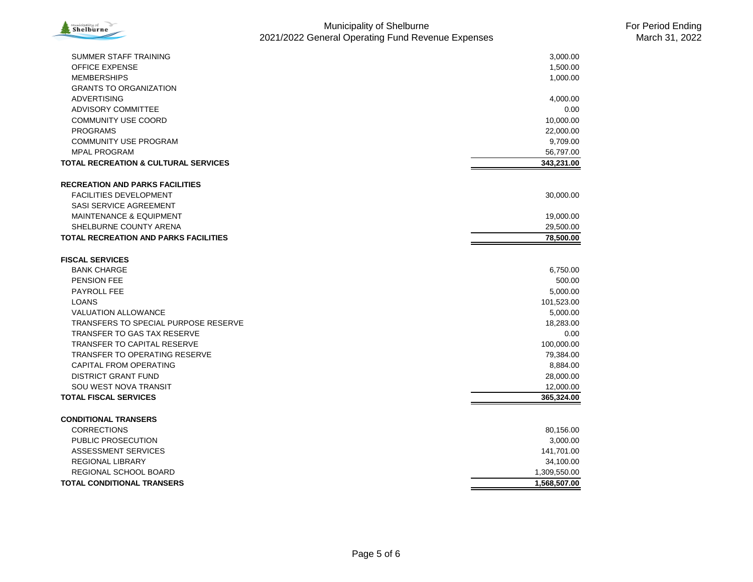# Municipality of Shelburne
## 2021/2022 General Operating Fund Revenue Expenses

For Period Ending March 31, 2022

| Item | Amount |
|---|---|
| SUMMER STAFF TRAINING | 3,000.00 |
| OFFICE EXPENSE | 1,500.00 |
| MEMBERSHIPS | 1,000.00 |
| GRANTS TO ORGANIZATION | |
| ADVERTISING | 4,000.00 |
| ADVISORY COMMITTEE | 0.00 |
| COMMUNITY USE COORD | 10,000.00 |
| PROGRAMS | 22,000.00 |
| COMMUNITY USE PROGRAM | 9,709.00 |
| MPAL PROGRAM | 56,797.00 |
| **TOTAL RECREATION & CULTURAL SERVICES** | **343,231.00** |
| | |
| **RECREATION AND PARKS FACILITIES** | |
| FACILITIES DEVELOPMENT | 30,000.00 |
| SASI SERVICE AGREEMENT | |
| MAINTENANCE & EQUIPMENT | 19,000.00 |
| SHELBURNE COUNTY ARENA | 29,500.00 |
| **TOTAL RECREATION AND PARKS FACILITIES** | **78,500.00** |
| | |
| **FISCAL SERVICES** | |
| BANK CHARGE | 6,750.00 |
| PENSION FEE | 500.00 |
| PAYROLL FEE | 5,000.00 |
| LOANS | 101,523.00 |
| VALUATION ALLOWANCE | 5,000.00 |
| TRANSFERS TO SPECIAL PURPOSE RESERVE | 18,283.00 |
| TRANSFER TO GAS TAX RESERVE | 0.00 |
| TRANSFER TO CAPITAL RESERVE | 100,000.00 |
| TRANSFER TO OPERATING RESERVE | 79,384.00 |
| CAPITAL FROM OPERATING | 8,884.00 |
| DISTRICT GRANT FUND | 28,000.00 |
| SOU WEST NOVA TRANSIT | 12,000.00 |
| **TOTAL FISCAL SERVICES** | **365,324.00** |
| | |
| **CONDITIONAL TRANSERS** | |
| CORRECTIONS | 80,156.00 |
| PUBLIC PROSECUTION | 3,000.00 |
| ASSESSMENT SERVICES | 141,701.00 |
| REGIONAL LIBRARY | 34,100.00 |
| REGIONAL SCHOOL BOARD | 1,309,550.00 |
| **TOTAL CONDITIONAL TRANSERS** | **1,568,507.00** |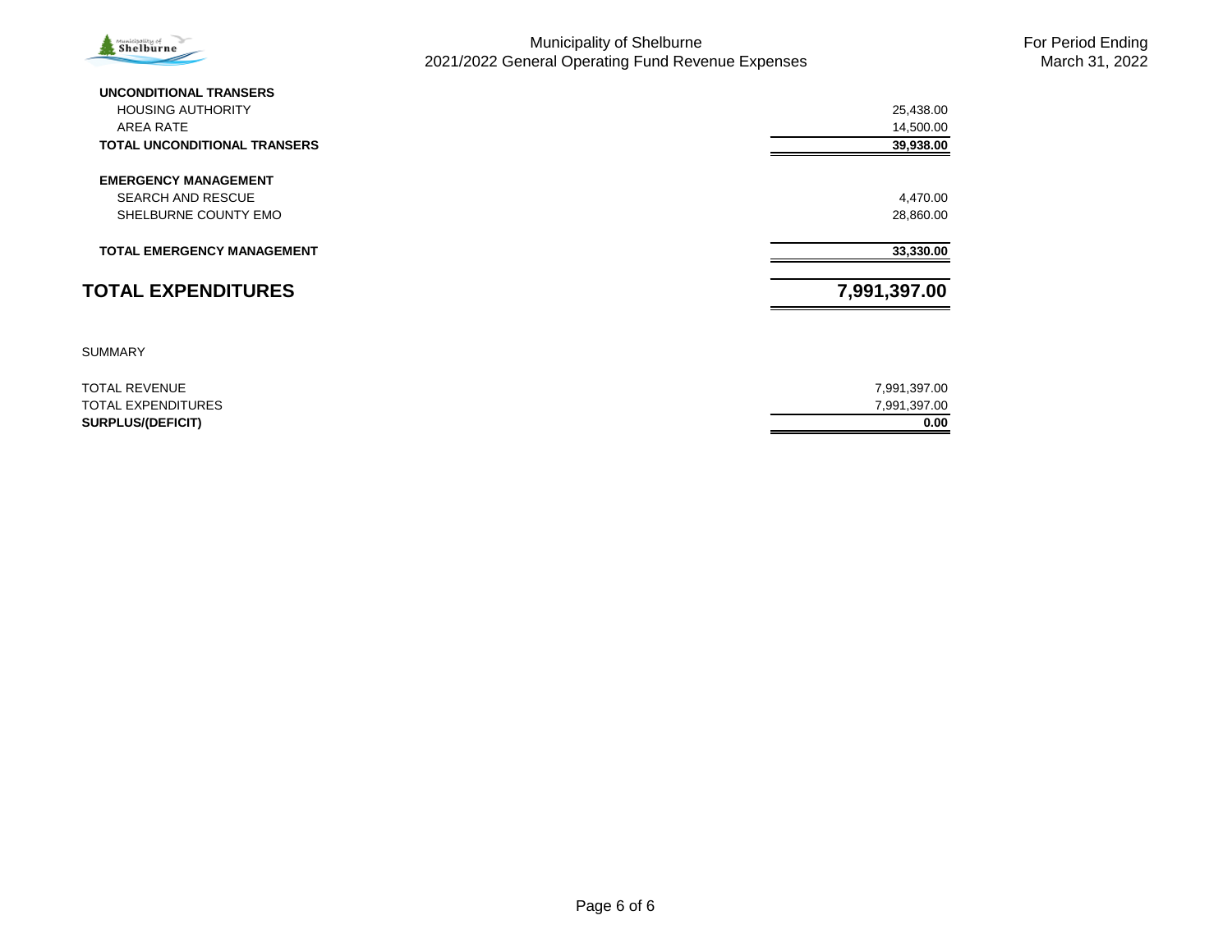| | |
|---|---|
| **UNCONDITIONAL TRANSERS** | |
| HOUSING AUTHORITY | 25,438.00 |
| AREA RATE | 14,500.00 |
| **TOTAL UNCONDITIONAL TRANSERS** | **39,938.00** |
| | |
| **EMERGENCY MANAGEMENT** | |
| SEARCH AND RESCUE | 4,470.00 |
| SHELBURNE COUNTY EMO | 28,860.00 |
| | |
| **TOTAL EMERGENCY MANAGEMENT** | **33,330.00** |
| | |
| **TOTAL EXPENDITURES** | **7,991,397.00** |

SUMMARY

| | |
|---|---|
| TOTAL REVENUE | 7,991,397.00 |
| TOTAL EXPENDITURES | 7,991,397.00 |
| **SURPLUS/(DEFICIT)** | **0.00** |